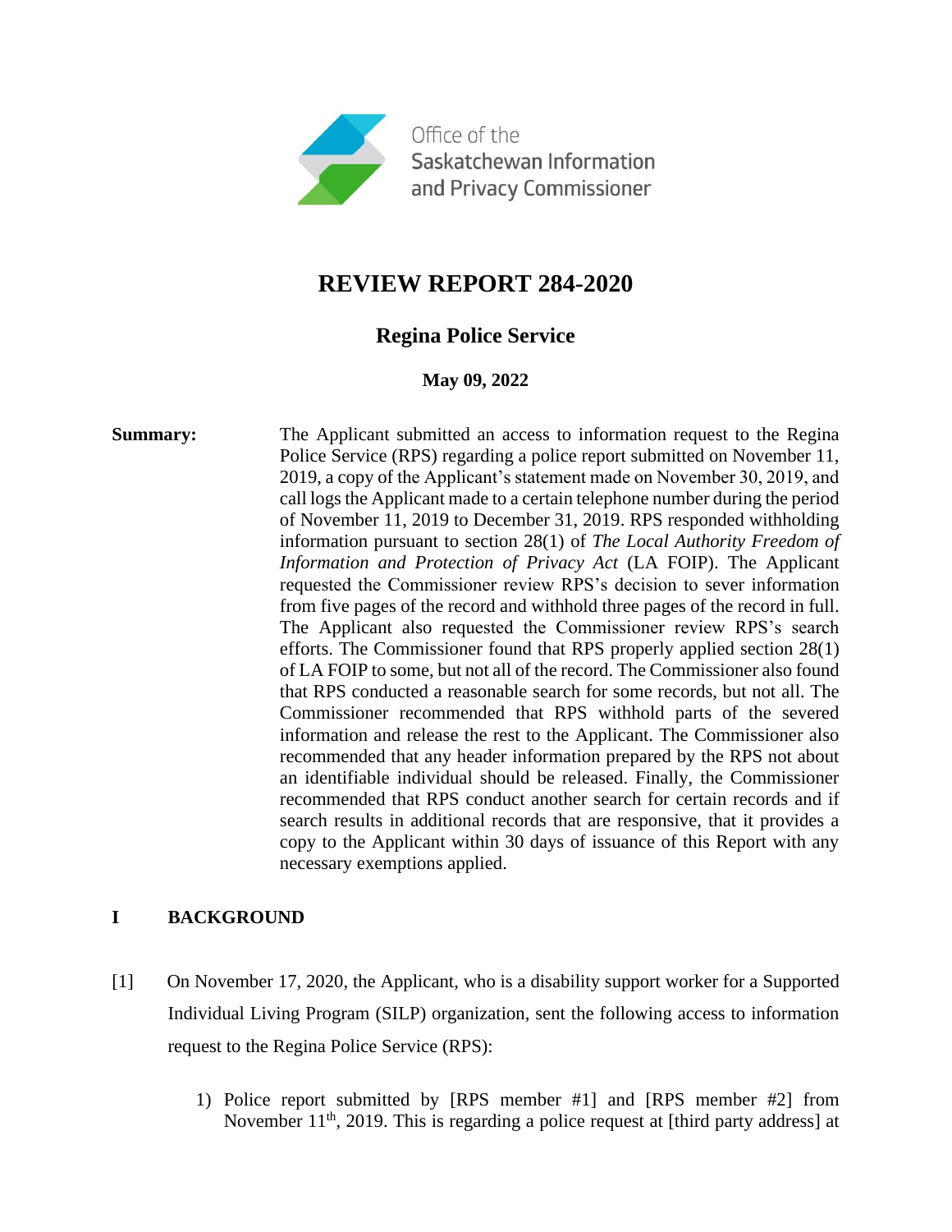Office of the Saskatchewan Information and Privacy Commissioner

# REVIEW REPORT 284-2020

## Regina Police Service

**May 09, 2022**

**Summary:** The Applicant submitted an access to information request to the Regina Police Service (RPS) regarding a police report submitted on November 11, 2019, a copy of the Applicant's statement made on November 30, 2019, and call logs the Applicant made to a certain telephone number during the period of November 11, 2019 to December 31, 2019. RPS responded withholding information pursuant to section 28(1) of *The Local Authority Freedom of Information and Protection of Privacy Act* (LA FOIP). The Applicant requested the Commissioner review RPS's decision to sever information from five pages of the record and withhold three pages of the record in full. The Applicant also requested the Commissioner review RPS's search efforts. The Commissioner found that RPS properly applied section 28(1) of LA FOIP to some, but not all of the record. The Commissioner also found that RPS conducted a reasonable search for some records, but not all. The Commissioner recommended that RPS withhold parts of the severed information and release the rest to the Applicant. The Commissioner also recommended that any header information prepared by the RPS not about an identifiable individual should be released. Finally, the Commissioner recommended that RPS conduct another search for certain records and if search results in additional records that are responsive, that it provides a copy to the Applicant within 30 days of issuance of this Report with any necessary exemptions applied.

## I BACKGROUND

[1] On November 17, 2020, the Applicant, who is a disability support worker for a Supported Individual Living Program (SILP) organization, sent the following access to information request to the Regina Police Service (RPS):

1) Police report submitted by [RPS member #1] and [RPS member #2] from November 11th, 2019. This is regarding a police request at [third party address] at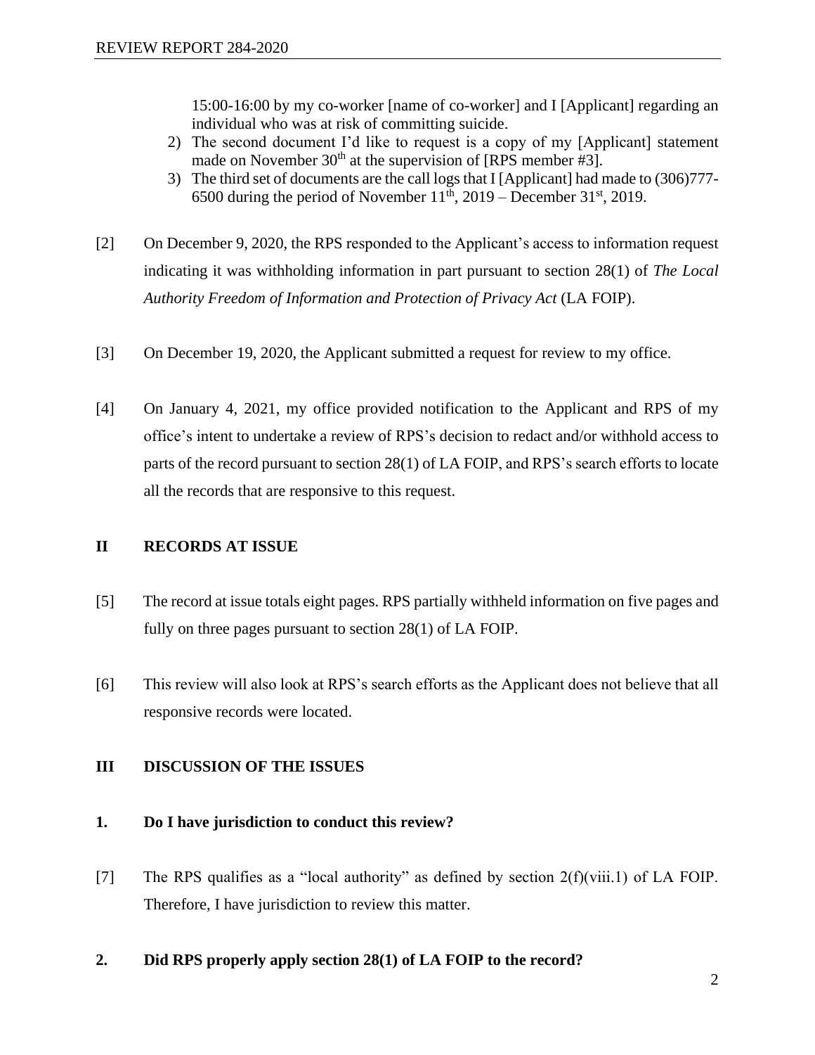15:00-16:00 by my co-worker [name of co-worker] and I [Applicant] regarding an individual who was at risk of committing suicide.

2) The second document I'd like to request is a copy of my [Applicant] statement made on November 30th at the supervision of [RPS member #3].
3) The third set of documents are the call logs that I [Applicant] had made to (306)777-6500 during the period of November 11th, 2019 – December 31st, 2019.

[2] On December 9, 2020, the RPS responded to the Applicant's access to information request indicating it was withholding information in part pursuant to section 28(1) of *The Local Authority Freedom of Information and Protection of Privacy Act* (LA FOIP).

[3] On December 19, 2020, the Applicant submitted a request for review to my office.

[4] On January 4, 2021, my office provided notification to the Applicant and RPS of my office's intent to undertake a review of RPS's decision to redact and/or withhold access to parts of the record pursuant to section 28(1) of LA FOIP, and RPS's search efforts to locate all the records that are responsive to this request.

## II RECORDS AT ISSUE

[5] The record at issue totals eight pages. RPS partially withheld information on five pages and fully on three pages pursuant to section 28(1) of LA FOIP.

[6] This review will also look at RPS's search efforts as the Applicant does not believe that all responsive records were located.

## III DISCUSSION OF THE ISSUES

### 1. Do I have jurisdiction to conduct this review?

[7] The RPS qualifies as a "local authority" as defined by section 2(f)(viii.1) of LA FOIP. Therefore, I have jurisdiction to review this matter.

### 2. Did RPS properly apply section 28(1) of LA FOIP to the record?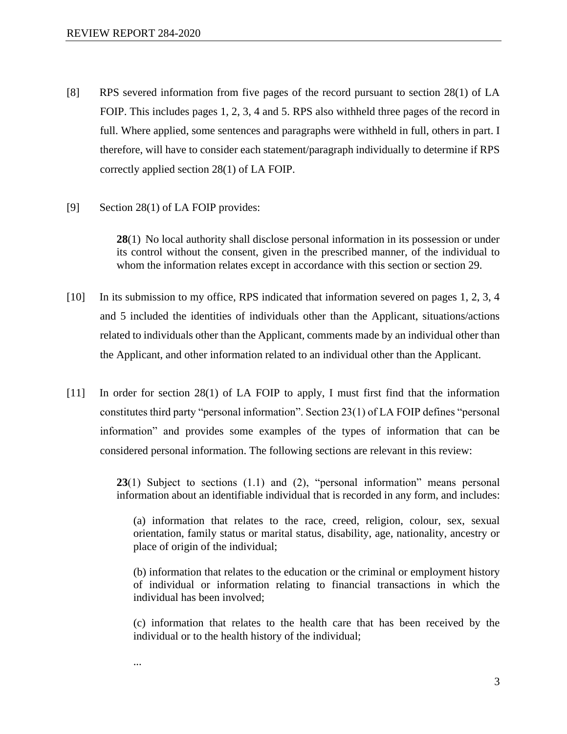[8] RPS severed information from five pages of the record pursuant to section 28(1) of LA FOIP. This includes pages 1, 2, 3, 4 and 5. RPS also withheld three pages of the record in full. Where applied, some sentences and paragraphs were withheld in full, others in part. I therefore, will have to consider each statement/paragraph individually to determine if RPS correctly applied section 28(1) of LA FOIP.

[9] Section 28(1) of LA FOIP provides:

> **28**(1) No local authority shall disclose personal information in its possession or under its control without the consent, given in the prescribed manner, of the individual to whom the information relates except in accordance with this section or section 29.

[10] In its submission to my office, RPS indicated that information severed on pages 1, 2, 3, 4 and 5 included the identities of individuals other than the Applicant, situations/actions related to individuals other than the Applicant, comments made by an individual other than the Applicant, and other information related to an individual other than the Applicant.

[11] In order for section 28(1) of LA FOIP to apply, I must first find that the information constitutes third party "personal information". Section 23(1) of LA FOIP defines "personal information" and provides some examples of the types of information that can be considered personal information. The following sections are relevant in this review:

> **23**(1) Subject to sections (1.1) and (2), "personal information" means personal information about an identifiable individual that is recorded in any form, and includes:
>
> (a) information that relates to the race, creed, religion, colour, sex, sexual orientation, family status or marital status, disability, age, nationality, ancestry or place of origin of the individual;
>
> (b) information that relates to the education or the criminal or employment history of individual or information relating to financial transactions in which the individual has been involved;
>
> (c) information that relates to the health care that has been received by the individual or to the health history of the individual;
>
> ...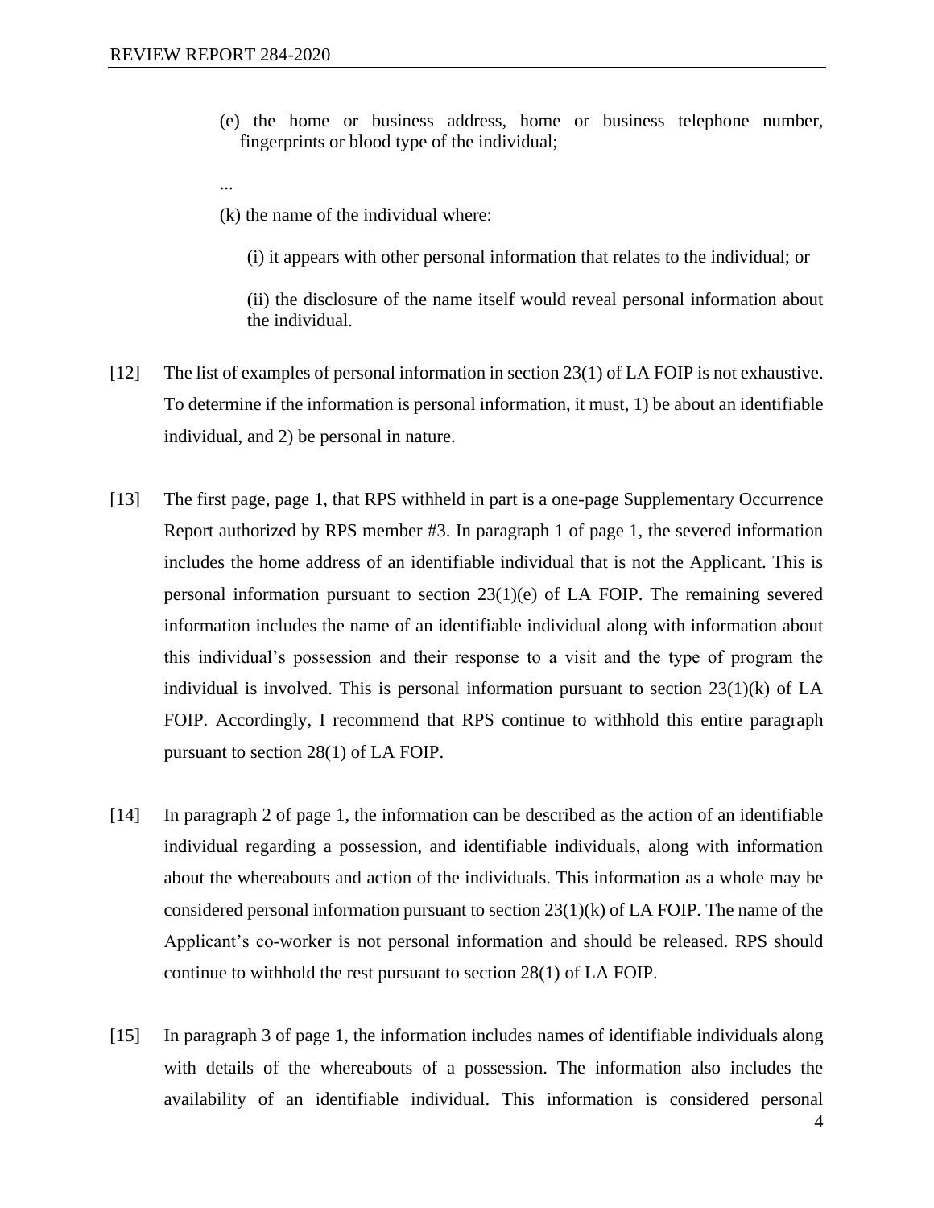(e) the home or business address, home or business telephone number, fingerprints or blood type of the individual;

...

(k) the name of the individual where:

(i) it appears with other personal information that relates to the individual; or

(ii) the disclosure of the name itself would reveal personal information about the individual.

[12] The list of examples of personal information in section 23(1) of LA FOIP is not exhaustive. To determine if the information is personal information, it must, 1) be about an identifiable individual, and 2) be personal in nature.

[13] The first page, page 1, that RPS withheld in part is a one-page Supplementary Occurrence Report authorized by RPS member #3. In paragraph 1 of page 1, the severed information includes the home address of an identifiable individual that is not the Applicant. This is personal information pursuant to section 23(1)(e) of LA FOIP. The remaining severed information includes the name of an identifiable individual along with information about this individual's possession and their response to a visit and the type of program the individual is involved. This is personal information pursuant to section 23(1)(k) of LA FOIP. Accordingly, I recommend that RPS continue to withhold this entire paragraph pursuant to section 28(1) of LA FOIP.

[14] In paragraph 2 of page 1, the information can be described as the action of an identifiable individual regarding a possession, and identifiable individuals, along with information about the whereabouts and action of the individuals. This information as a whole may be considered personal information pursuant to section 23(1)(k) of LA FOIP. The name of the Applicant's co-worker is not personal information and should be released. RPS should continue to withhold the rest pursuant to section 28(1) of LA FOIP.

[15] In paragraph 3 of page 1, the information includes names of identifiable individuals along with details of the whereabouts of a possession. The information also includes the availability of an identifiable individual. This information is considered personal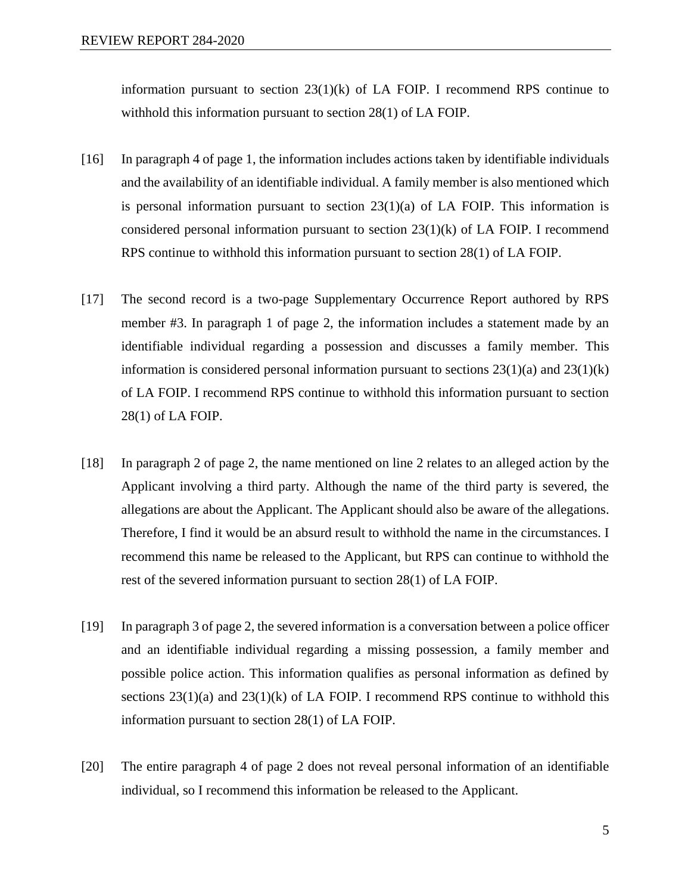information pursuant to section 23(1)(k) of LA FOIP. I recommend RPS continue to withhold this information pursuant to section 28(1) of LA FOIP.

[16] In paragraph 4 of page 1, the information includes actions taken by identifiable individuals and the availability of an identifiable individual. A family member is also mentioned which is personal information pursuant to section 23(1)(a) of LA FOIP. This information is considered personal information pursuant to section 23(1)(k) of LA FOIP. I recommend RPS continue to withhold this information pursuant to section 28(1) of LA FOIP.

[17] The second record is a two-page Supplementary Occurrence Report authored by RPS member #3. In paragraph 1 of page 2, the information includes a statement made by an identifiable individual regarding a possession and discusses a family member. This information is considered personal information pursuant to sections 23(1)(a) and 23(1)(k) of LA FOIP. I recommend RPS continue to withhold this information pursuant to section 28(1) of LA FOIP.

[18] In paragraph 2 of page 2, the name mentioned on line 2 relates to an alleged action by the Applicant involving a third party. Although the name of the third party is severed, the allegations are about the Applicant. The Applicant should also be aware of the allegations. Therefore, I find it would be an absurd result to withhold the name in the circumstances. I recommend this name be released to the Applicant, but RPS can continue to withhold the rest of the severed information pursuant to section 28(1) of LA FOIP.

[19] In paragraph 3 of page 2, the severed information is a conversation between a police officer and an identifiable individual regarding a missing possession, a family member and possible police action. This information qualifies as personal information as defined by sections 23(1)(a) and 23(1)(k) of LA FOIP. I recommend RPS continue to withhold this information pursuant to section 28(1) of LA FOIP.

[20] The entire paragraph 4 of page 2 does not reveal personal information of an identifiable individual, so I recommend this information be released to the Applicant.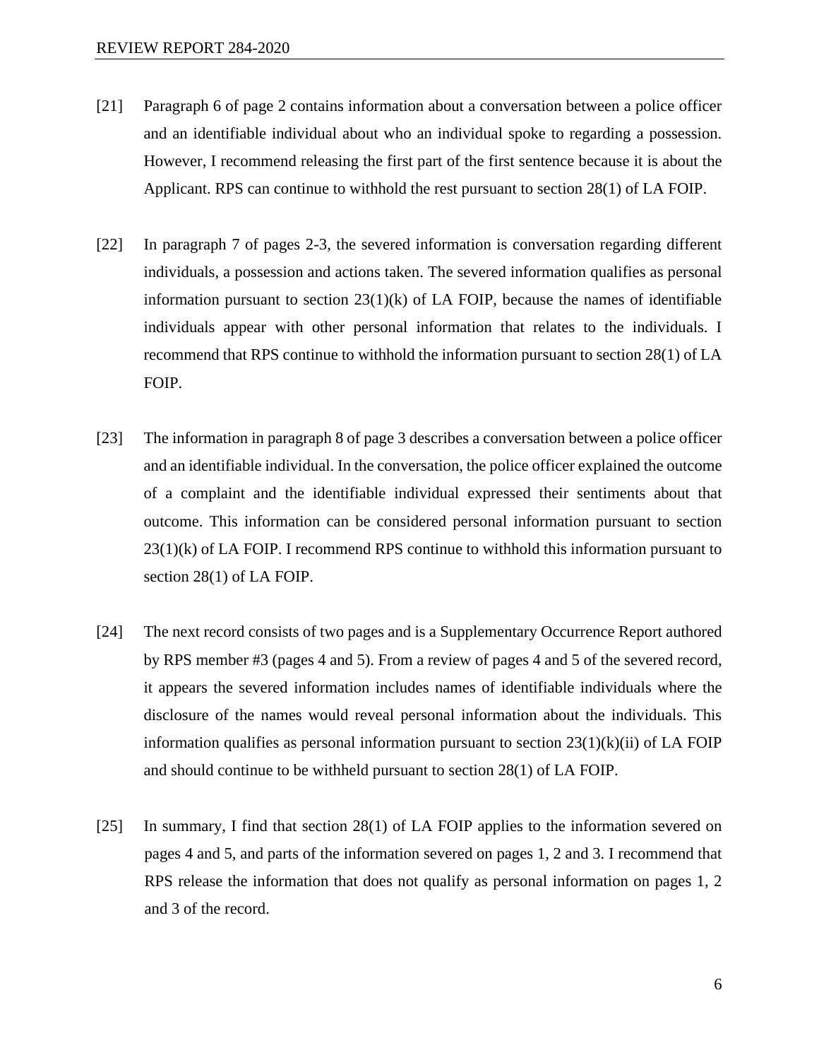[21] Paragraph 6 of page 2 contains information about a conversation between a police officer and an identifiable individual about who an individual spoke to regarding a possession. However, I recommend releasing the first part of the first sentence because it is about the Applicant. RPS can continue to withhold the rest pursuant to section 28(1) of LA FOIP.

[22] In paragraph 7 of pages 2-3, the severed information is conversation regarding different individuals, a possession and actions taken. The severed information qualifies as personal information pursuant to section 23(1)(k) of LA FOIP, because the names of identifiable individuals appear with other personal information that relates to the individuals. I recommend that RPS continue to withhold the information pursuant to section 28(1) of LA FOIP.

[23] The information in paragraph 8 of page 3 describes a conversation between a police officer and an identifiable individual. In the conversation, the police officer explained the outcome of a complaint and the identifiable individual expressed their sentiments about that outcome. This information can be considered personal information pursuant to section 23(1)(k) of LA FOIP. I recommend RPS continue to withhold this information pursuant to section 28(1) of LA FOIP.

[24] The next record consists of two pages and is a Supplementary Occurrence Report authored by RPS member #3 (pages 4 and 5). From a review of pages 4 and 5 of the severed record, it appears the severed information includes names of identifiable individuals where the disclosure of the names would reveal personal information about the individuals. This information qualifies as personal information pursuant to section 23(1)(k)(ii) of LA FOIP and should continue to be withheld pursuant to section 28(1) of LA FOIP.

[25] In summary, I find that section 28(1) of LA FOIP applies to the information severed on pages 4 and 5, and parts of the information severed on pages 1, 2 and 3. I recommend that RPS release the information that does not qualify as personal information on pages 1, 2 and 3 of the record.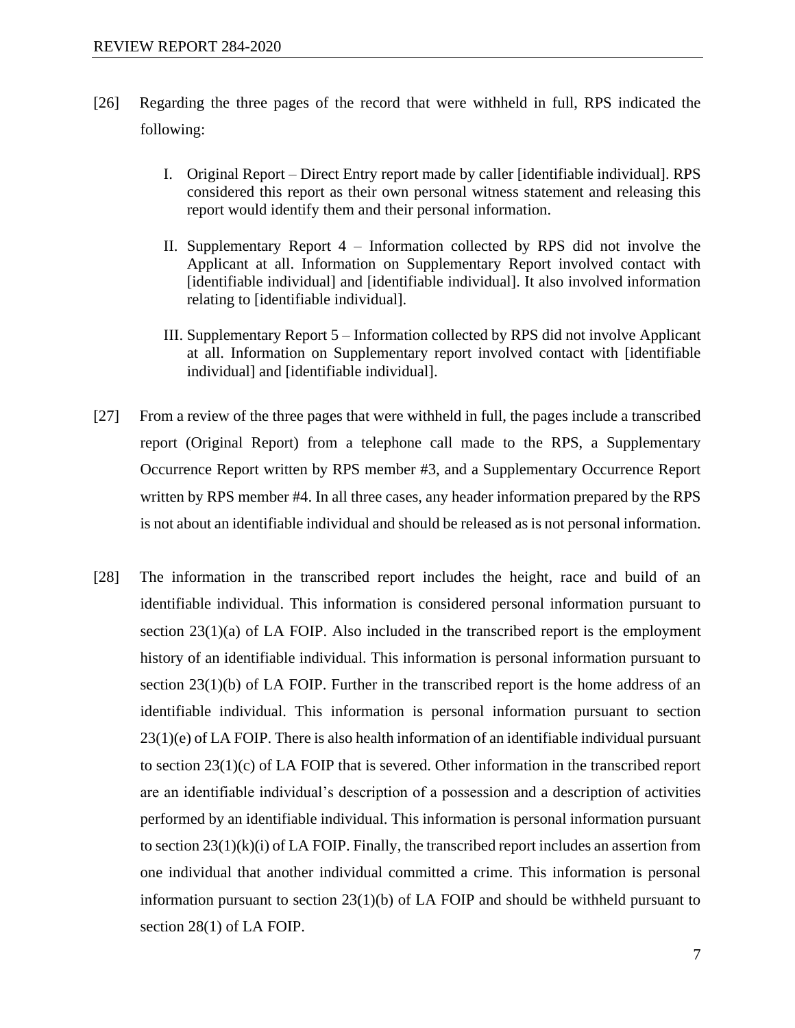[26] Regarding the three pages of the record that were withheld in full, RPS indicated the following:

I. Original Report – Direct Entry report made by caller [identifiable individual]. RPS considered this report as their own personal witness statement and releasing this report would identify them and their personal information.

II. Supplementary Report 4 – Information collected by RPS did not involve the Applicant at all. Information on Supplementary Report involved contact with [identifiable individual] and [identifiable individual]. It also involved information relating to [identifiable individual].

III. Supplementary Report 5 – Information collected by RPS did not involve Applicant at all. Information on Supplementary report involved contact with [identifiable individual] and [identifiable individual].

[27] From a review of the three pages that were withheld in full, the pages include a transcribed report (Original Report) from a telephone call made to the RPS, a Supplementary Occurrence Report written by RPS member #3, and a Supplementary Occurrence Report written by RPS member #4. In all three cases, any header information prepared by the RPS is not about an identifiable individual and should be released as is not personal information.

[28] The information in the transcribed report includes the height, race and build of an identifiable individual. This information is considered personal information pursuant to section 23(1)(a) of LA FOIP. Also included in the transcribed report is the employment history of an identifiable individual. This information is personal information pursuant to section 23(1)(b) of LA FOIP. Further in the transcribed report is the home address of an identifiable individual. This information is personal information pursuant to section 23(1)(e) of LA FOIP. There is also health information of an identifiable individual pursuant to section 23(1)(c) of LA FOIP that is severed. Other information in the transcribed report are an identifiable individual's description of a possession and a description of activities performed by an identifiable individual. This information is personal information pursuant to section 23(1)(k)(i) of LA FOIP. Finally, the transcribed report includes an assertion from one individual that another individual committed a crime. This information is personal information pursuant to section 23(1)(b) of LA FOIP and should be withheld pursuant to section 28(1) of LA FOIP.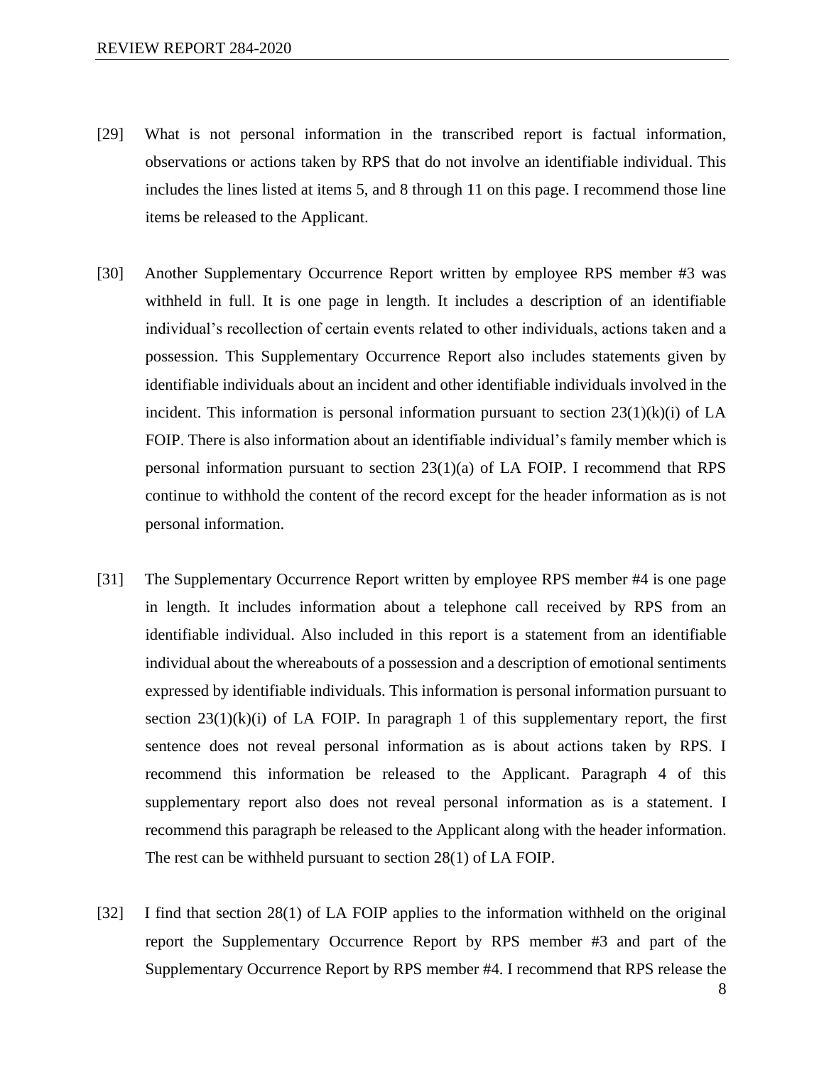[29] What is not personal information in the transcribed report is factual information, observations or actions taken by RPS that do not involve an identifiable individual. This includes the lines listed at items 5, and 8 through 11 on this page. I recommend those line items be released to the Applicant.

[30] Another Supplementary Occurrence Report written by employee RPS member #3 was withheld in full. It is one page in length. It includes a description of an identifiable individual's recollection of certain events related to other individuals, actions taken and a possession. This Supplementary Occurrence Report also includes statements given by identifiable individuals about an incident and other identifiable individuals involved in the incident. This information is personal information pursuant to section 23(1)(k)(i) of LA FOIP. There is also information about an identifiable individual's family member which is personal information pursuant to section 23(1)(a) of LA FOIP. I recommend that RPS continue to withhold the content of the record except for the header information as is not personal information.

[31] The Supplementary Occurrence Report written by employee RPS member #4 is one page in length. It includes information about a telephone call received by RPS from an identifiable individual. Also included in this report is a statement from an identifiable individual about the whereabouts of a possession and a description of emotional sentiments expressed by identifiable individuals. This information is personal information pursuant to section 23(1)(k)(i) of LA FOIP. In paragraph 1 of this supplementary report, the first sentence does not reveal personal information as is about actions taken by RPS. I recommend this information be released to the Applicant. Paragraph 4 of this supplementary report also does not reveal personal information as is a statement. I recommend this paragraph be released to the Applicant along with the header information. The rest can be withheld pursuant to section 28(1) of LA FOIP.

[32] I find that section 28(1) of LA FOIP applies to the information withheld on the original report the Supplementary Occurrence Report by RPS member #3 and part of the Supplementary Occurrence Report by RPS member #4. I recommend that RPS release the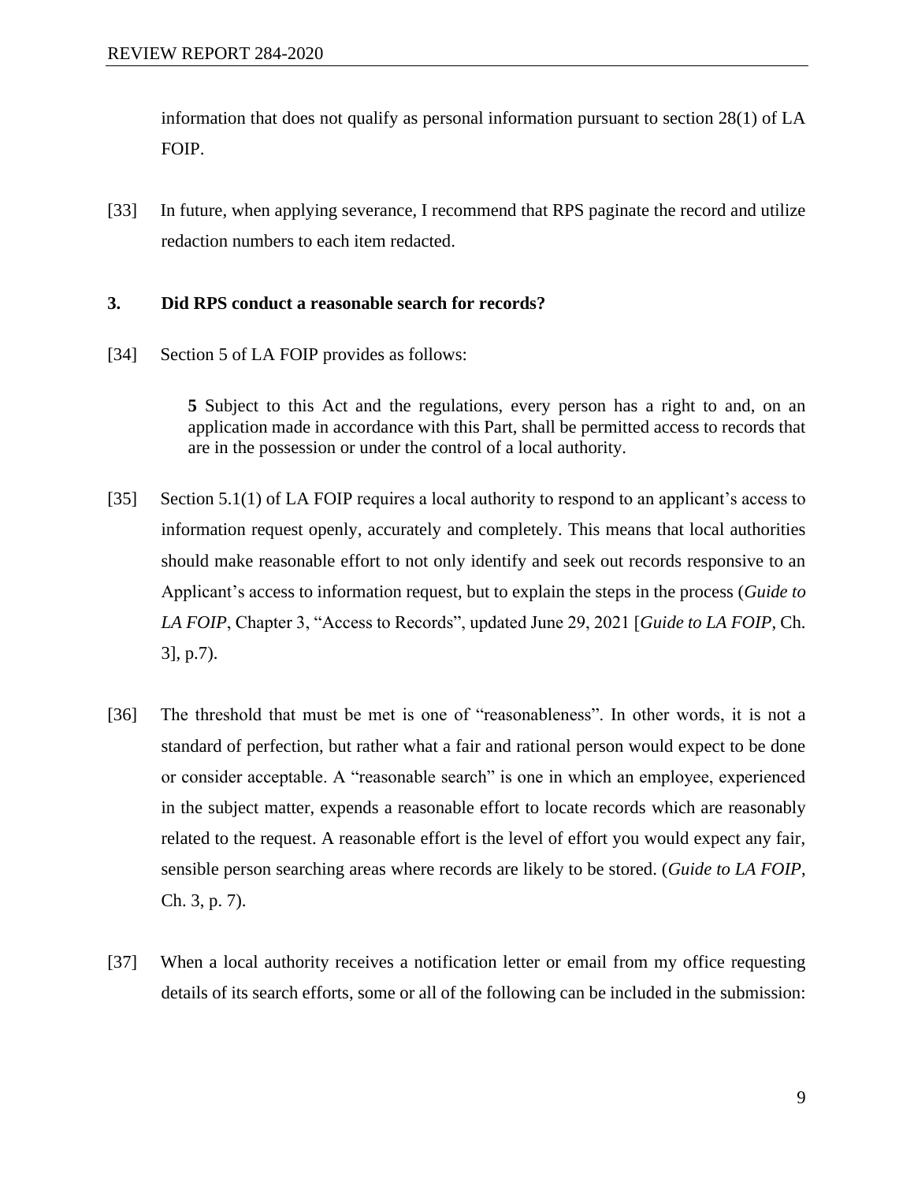information that does not qualify as personal information pursuant to section 28(1) of LA FOIP.

[33] In future, when applying severance, I recommend that RPS paginate the record and utilize redaction numbers to each item redacted.

### 3. Did RPS conduct a reasonable search for records?

[34] Section 5 of LA FOIP provides as follows:

> **5** Subject to this Act and the regulations, every person has a right to and, on an application made in accordance with this Part, shall be permitted access to records that are in the possession or under the control of a local authority.

[35] Section 5.1(1) of LA FOIP requires a local authority to respond to an applicant's access to information request openly, accurately and completely. This means that local authorities should make reasonable effort to not only identify and seek out records responsive to an Applicant's access to information request, but to explain the steps in the process (*Guide to LA FOIP*, Chapter 3, "Access to Records", updated June 29, 2021 [*Guide to LA FOIP*, Ch. 3], p.7).

[36] The threshold that must be met is one of "reasonableness". In other words, it is not a standard of perfection, but rather what a fair and rational person would expect to be done or consider acceptable. A "reasonable search" is one in which an employee, experienced in the subject matter, expends a reasonable effort to locate records which are reasonably related to the request. A reasonable effort is the level of effort you would expect any fair, sensible person searching areas where records are likely to be stored. (*Guide to LA FOIP*, Ch. 3, p. 7).

[37] When a local authority receives a notification letter or email from my office requesting details of its search efforts, some or all of the following can be included in the submission: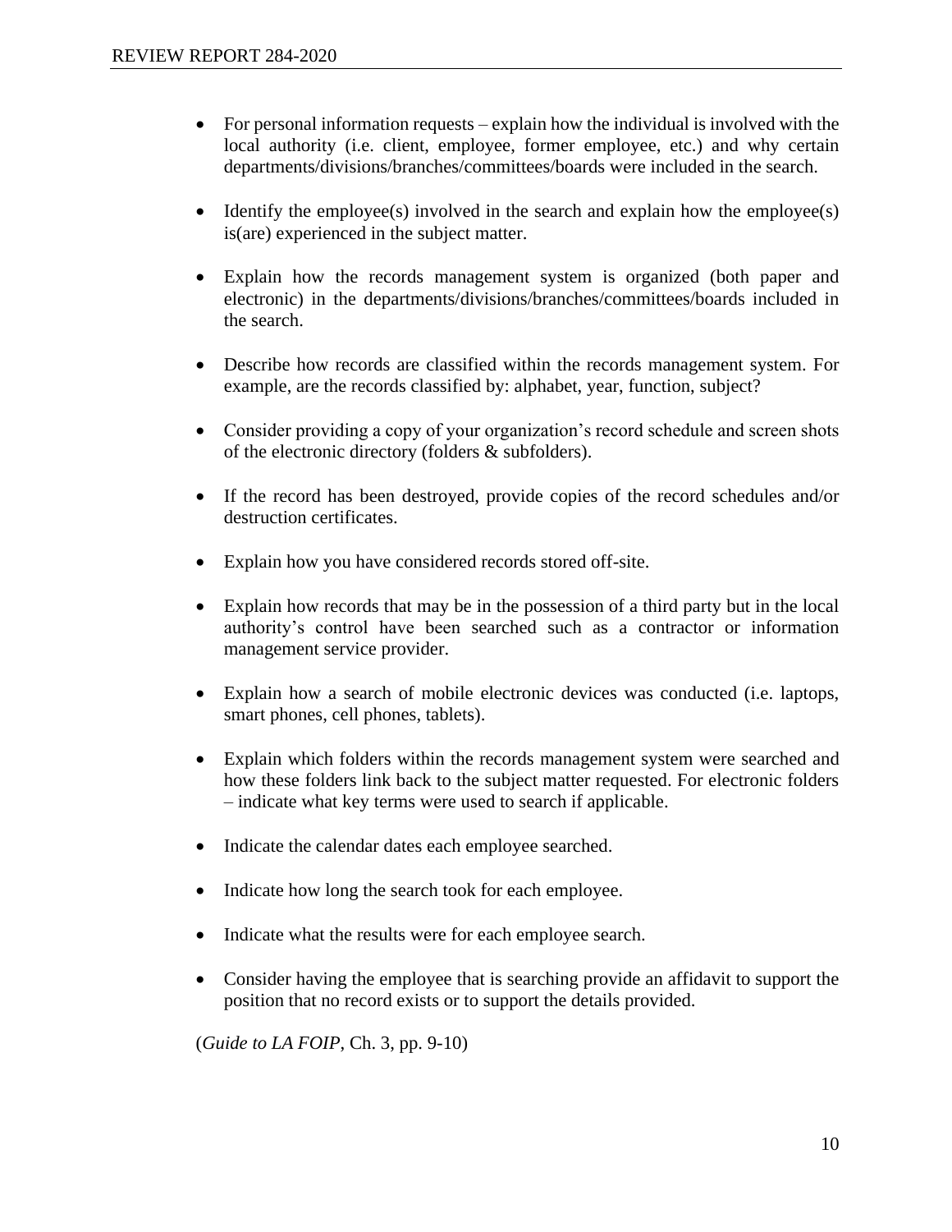- For personal information requests – explain how the individual is involved with the local authority (i.e. client, employee, former employee, etc.) and why certain departments/divisions/branches/committees/boards were included in the search.

- Identify the employee(s) involved in the search and explain how the employee(s) is(are) experienced in the subject matter.

- Explain how the records management system is organized (both paper and electronic) in the departments/divisions/branches/committees/boards included in the search.

- Describe how records are classified within the records management system. For example, are the records classified by: alphabet, year, function, subject?

- Consider providing a copy of your organization's record schedule and screen shots of the electronic directory (folders & subfolders).

- If the record has been destroyed, provide copies of the record schedules and/or destruction certificates.

- Explain how you have considered records stored off-site.

- Explain how records that may be in the possession of a third party but in the local authority's control have been searched such as a contractor or information management service provider.

- Explain how a search of mobile electronic devices was conducted (i.e. laptops, smart phones, cell phones, tablets).

- Explain which folders within the records management system were searched and how these folders link back to the subject matter requested. For electronic folders – indicate what key terms were used to search if applicable.

- Indicate the calendar dates each employee searched.

- Indicate how long the search took for each employee.

- Indicate what the results were for each employee search.

- Consider having the employee that is searching provide an affidavit to support the position that no record exists or to support the details provided.

(*Guide to LA FOIP*, Ch. 3, pp. 9-10)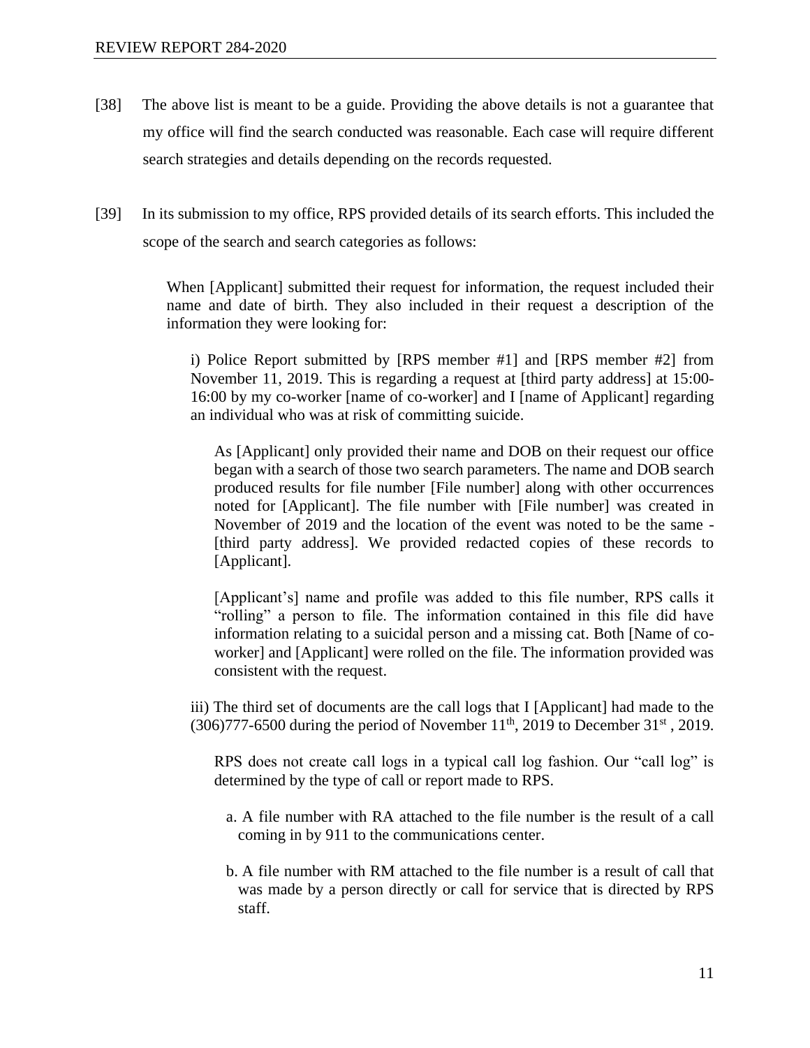[38] The above list is meant to be a guide. Providing the above details is not a guarantee that my office will find the search conducted was reasonable. Each case will require different search strategies and details depending on the records requested.

[39] In its submission to my office, RPS provided details of its search efforts. This included the scope of the search and search categories as follows:

> When [Applicant] submitted their request for information, the request included their name and date of birth. They also included in their request a description of the information they were looking for:
>
> > i) Police Report submitted by [RPS member #1] and [RPS member #2] from November 11, 2019. This is regarding a request at [third party address] at 15:00-16:00 by my co-worker [name of co-worker] and I [name of Applicant] regarding an individual who was at risk of committing suicide.
> >
> > > As [Applicant] only provided their name and DOB on their request our office began with a search of those two search parameters. The name and DOB search produced results for file number [File number] along with other occurrences noted for [Applicant]. The file number with [File number] was created in November of 2019 and the location of the event was noted to be the same - [third party address]. We provided redacted copies of these records to [Applicant].
> > >
> > > [Applicant's] name and profile was added to this file number, RPS calls it "rolling" a person to file. The information contained in this file did have information relating to a suicidal person and a missing cat. Both [Name of co-worker] and [Applicant] were rolled on the file. The information provided was consistent with the request.
> >
> > iii) The third set of documents are the call logs that I [Applicant] had made to the (306)777-6500 during the period of November 11th, 2019 to December 31st , 2019.
> >
> > > RPS does not create call logs in a typical call log fashion. Our "call log" is determined by the type of call or report made to RPS.
> > >
> > > a. A file number with RA attached to the file number is the result of a call coming in by 911 to the communications center.
> > >
> > > b. A file number with RM attached to the file number is a result of call that was made by a person directly or call for service that is directed by RPS staff.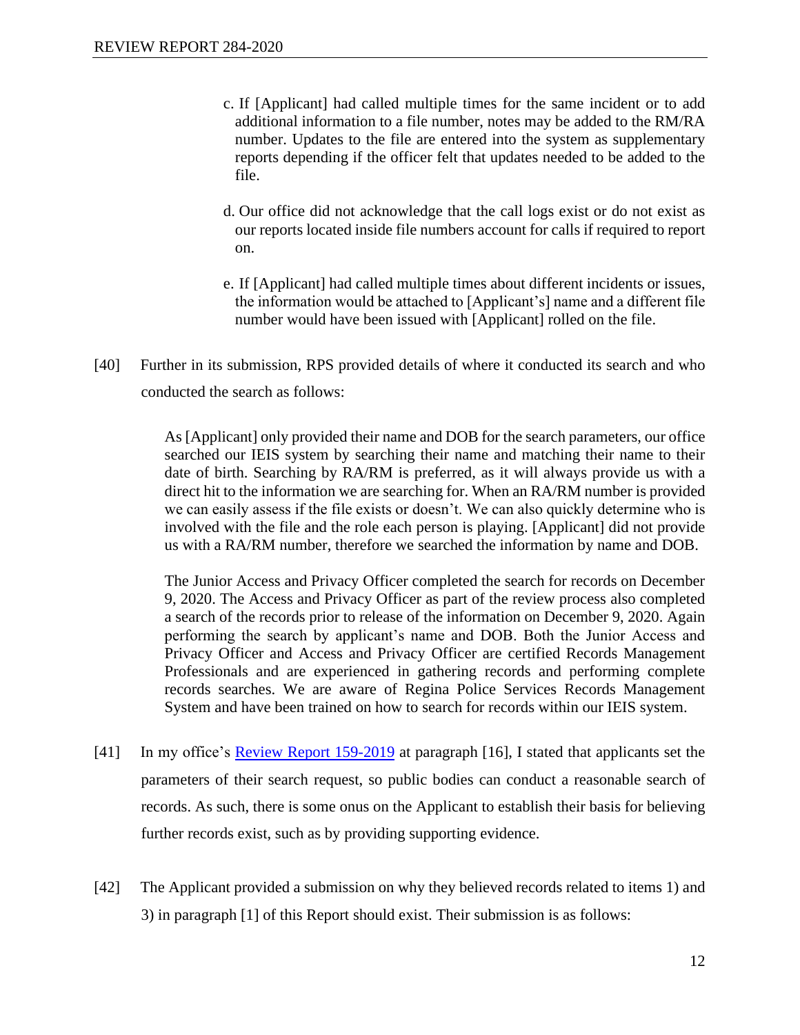c. If [Applicant] had called multiple times for the same incident or to add additional information to a file number, notes may be added to the RM/RA number. Updates to the file are entered into the system as supplementary reports depending if the officer felt that updates needed to be added to the file.

d. Our office did not acknowledge that the call logs exist or do not exist as our reports located inside file numbers account for calls if required to report on.

e. If [Applicant] had called multiple times about different incidents or issues, the information would be attached to [Applicant's] name and a different file number would have been issued with [Applicant] rolled on the file.

[40] Further in its submission, RPS provided details of where it conducted its search and who conducted the search as follows:

> As [Applicant] only provided their name and DOB for the search parameters, our office searched our IEIS system by searching their name and matching their name to their date of birth. Searching by RA/RM is preferred, as it will always provide us with a direct hit to the information we are searching for. When an RA/RM number is provided we can easily assess if the file exists or doesn't. We can also quickly determine who is involved with the file and the role each person is playing. [Applicant] did not provide us with a RA/RM number, therefore we searched the information by name and DOB.
>
> The Junior Access and Privacy Officer completed the search for records on December 9, 2020. The Access and Privacy Officer as part of the review process also completed a search of the records prior to release of the information on December 9, 2020. Again performing the search by applicant's name and DOB. Both the Junior Access and Privacy Officer and Access and Privacy Officer are certified Records Management Professionals and are experienced in gathering records and performing complete records searches. We are aware of Regina Police Services Records Management System and have been trained on how to search for records within our IEIS system.

[41] In my office's Review Report 159-2019 at paragraph [16], I stated that applicants set the parameters of their search request, so public bodies can conduct a reasonable search of records. As such, there is some onus on the Applicant to establish their basis for believing further records exist, such as by providing supporting evidence.

[42] The Applicant provided a submission on why they believed records related to items 1) and 3) in paragraph [1] of this Report should exist. Their submission is as follows: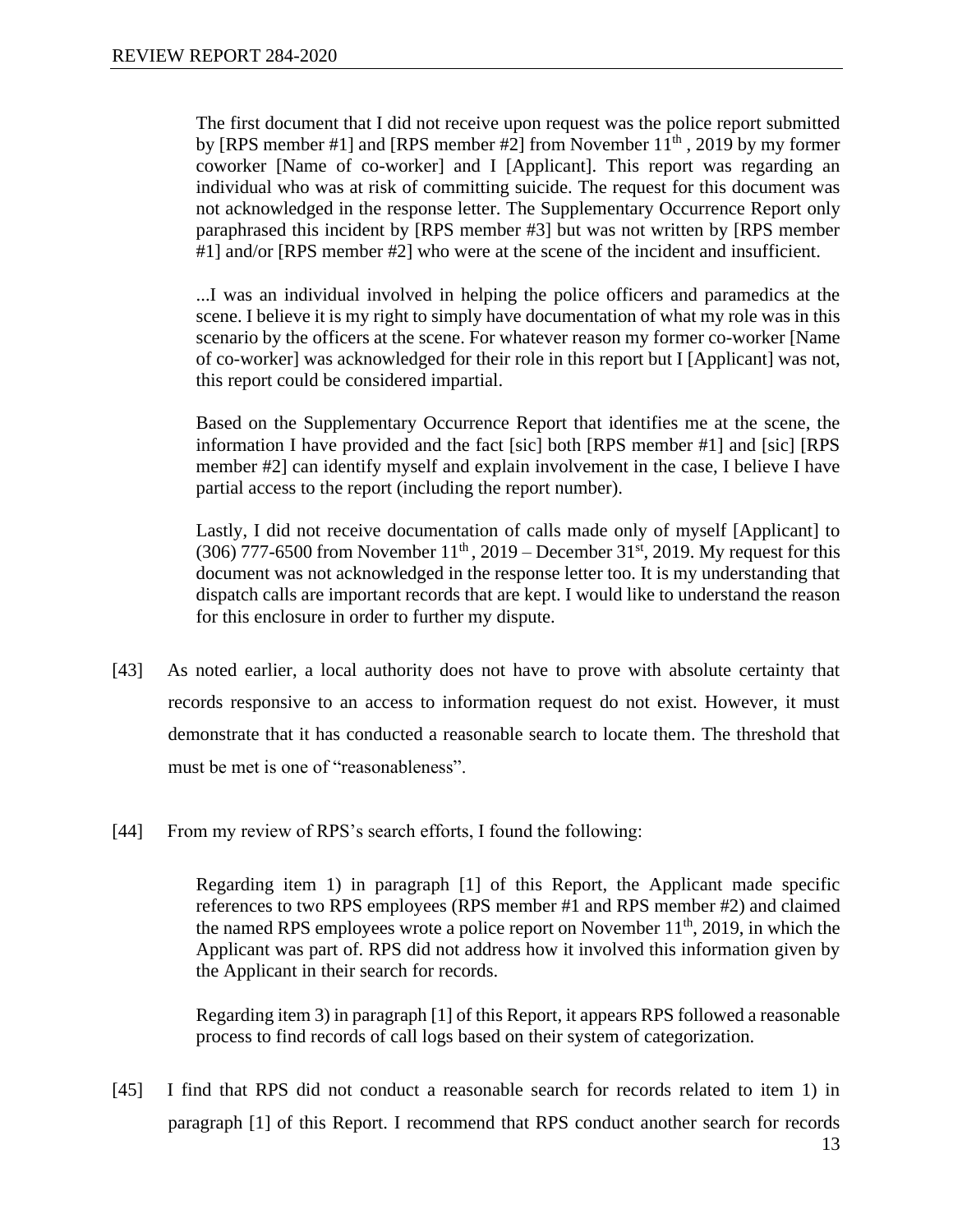> The first document that I did not receive upon request was the police report submitted by [RPS member #1] and [RPS member #2] from November 11th , 2019 by my former coworker [Name of co-worker] and I [Applicant]. This report was regarding an individual who was at risk of committing suicide. The request for this document was not acknowledged in the response letter. The Supplementary Occurrence Report only paraphrased this incident by [RPS member #3] but was not written by [RPS member #1] and/or [RPS member #2] who were at the scene of the incident and insufficient.
>
> ...I was an individual involved in helping the police officers and paramedics at the scene. I believe it is my right to simply have documentation of what my role was in this scenario by the officers at the scene. For whatever reason my former co-worker [Name of co-worker] was acknowledged for their role in this report but I [Applicant] was not, this report could be considered impartial.
>
> Based on the Supplementary Occurrence Report that identifies me at the scene, the information I have provided and the fact [sic] both [RPS member #1] and [sic] [RPS member #2] can identify myself and explain involvement in the case, I believe I have partial access to the report (including the report number).
>
> Lastly, I did not receive documentation of calls made only of myself [Applicant] to (306) 777-6500 from November 11th , 2019 – December 31st, 2019. My request for this document was not acknowledged in the response letter too. It is my understanding that dispatch calls are important records that are kept. I would like to understand the reason for this enclosure in order to further my dispute.

[43] As noted earlier, a local authority does not have to prove with absolute certainty that records responsive to an access to information request do not exist. However, it must demonstrate that it has conducted a reasonable search to locate them. The threshold that must be met is one of "reasonableness".

[44] From my review of RPS's search efforts, I found the following:

> Regarding item 1) in paragraph [1] of this Report, the Applicant made specific references to two RPS employees (RPS member #1 and RPS member #2) and claimed the named RPS employees wrote a police report on November 11th, 2019, in which the Applicant was part of. RPS did not address how it involved this information given by the Applicant in their search for records.
>
> Regarding item 3) in paragraph [1] of this Report, it appears RPS followed a reasonable process to find records of call logs based on their system of categorization.

[45] I find that RPS did not conduct a reasonable search for records related to item 1) in paragraph [1] of this Report. I recommend that RPS conduct another search for records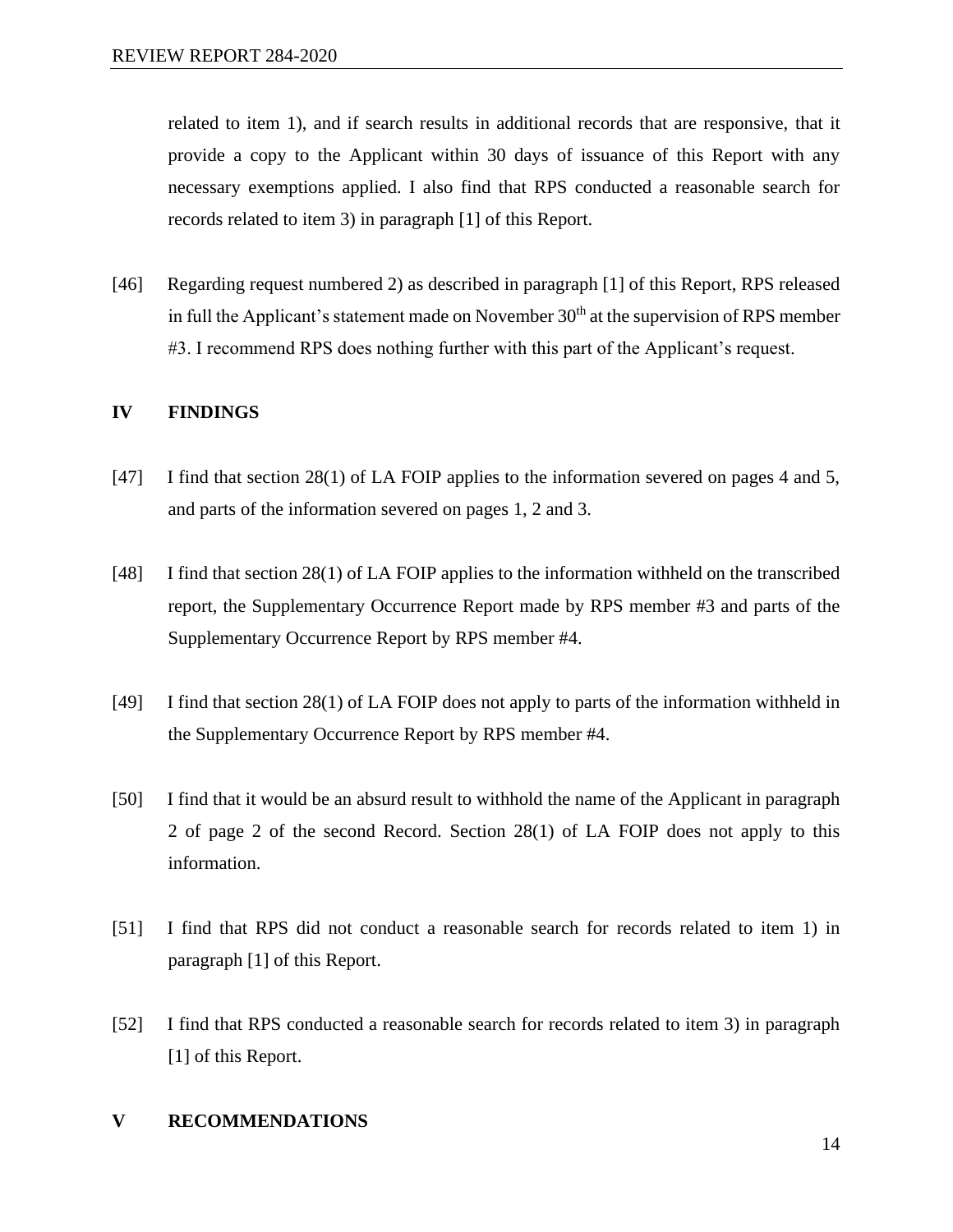related to item 1), and if search results in additional records that are responsive, that it provide a copy to the Applicant within 30 days of issuance of this Report with any necessary exemptions applied. I also find that RPS conducted a reasonable search for records related to item 3) in paragraph [1] of this Report.

[46] Regarding request numbered 2) as described in paragraph [1] of this Report, RPS released in full the Applicant's statement made on November 30th at the supervision of RPS member #3. I recommend RPS does nothing further with this part of the Applicant's request.

## IV FINDINGS

[47] I find that section 28(1) of LA FOIP applies to the information severed on pages 4 and 5, and parts of the information severed on pages 1, 2 and 3.

[48] I find that section 28(1) of LA FOIP applies to the information withheld on the transcribed report, the Supplementary Occurrence Report made by RPS member #3 and parts of the Supplementary Occurrence Report by RPS member #4.

[49] I find that section 28(1) of LA FOIP does not apply to parts of the information withheld in the Supplementary Occurrence Report by RPS member #4.

[50] I find that it would be an absurd result to withhold the name of the Applicant in paragraph 2 of page 2 of the second Record. Section 28(1) of LA FOIP does not apply to this information.

[51] I find that RPS did not conduct a reasonable search for records related to item 1) in paragraph [1] of this Report.

[52] I find that RPS conducted a reasonable search for records related to item 3) in paragraph [1] of this Report.

## V RECOMMENDATIONS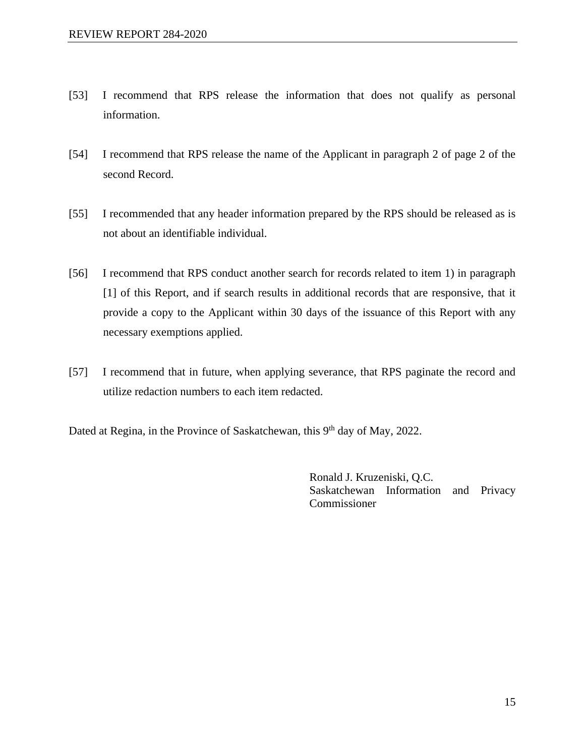[53] I recommend that RPS release the information that does not qualify as personal information.

[54] I recommend that RPS release the name of the Applicant in paragraph 2 of page 2 of the second Record.

[55] I recommended that any header information prepared by the RPS should be released as is not about an identifiable individual.

[56] I recommend that RPS conduct another search for records related to item 1) in paragraph [1] of this Report, and if search results in additional records that are responsive, that it provide a copy to the Applicant within 30 days of the issuance of this Report with any necessary exemptions applied.

[57] I recommend that in future, when applying severance, that RPS paginate the record and utilize redaction numbers to each item redacted.

Dated at Regina, in the Province of Saskatchewan, this 9th day of May, 2022.

Ronald J. Kruzeniski, Q.C.
Saskatchewan Information and Privacy Commissioner